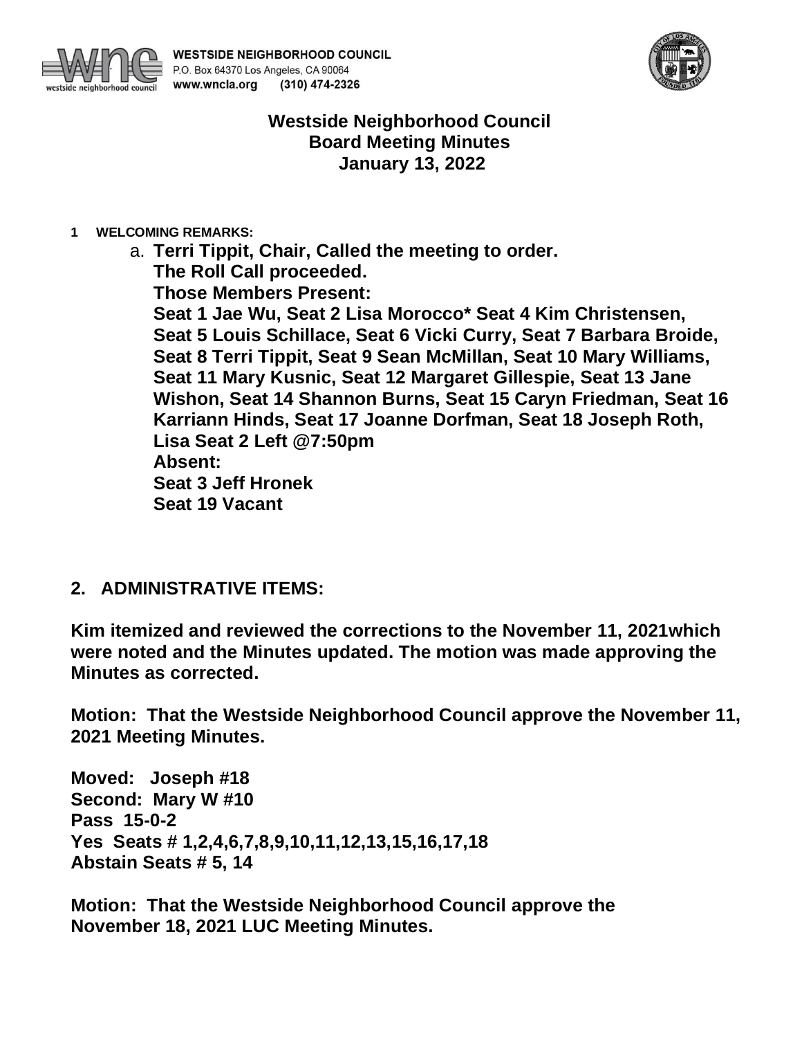WESTSIDE NEIGHBORHOOD COUNCIL
P.O. Box 64370 Los Angeles, CA 90064
www.wncla.org (310) 474-2326

# Westside Neighborhood Council
# Board Meeting Minutes
# January 13, 2022

**1 WELCOMING REMARKS:**

a. **Terri Tippit, Chair, Called the meeting to order.**
**The Roll Call proceeded.**
**Those Members Present:**
**Seat 1 Jae Wu, Seat 2 Lisa Morocco* Seat 4 Kim Christensen, Seat 5 Louis Schillace, Seat 6 Vicki Curry, Seat 7 Barbara Broide, Seat 8 Terri Tippit, Seat 9 Sean McMillan, Seat 10 Mary Williams, Seat 11 Mary Kusnic, Seat 12 Margaret Gillespie, Seat 13 Jane Wishon, Seat 14 Shannon Burns, Seat 15 Caryn Friedman, Seat 16 Karriann Hinds, Seat 17 Joanne Dorfman, Seat 18 Joseph Roth,**
**Lisa Seat 2 Left @7:50pm**
**Absent:**
**Seat 3 Jeff Hronek**
**Seat 19 Vacant**

## 2. ADMINISTRATIVE ITEMS:

**Kim itemized and reviewed the corrections to the November 11, 2021which were noted and the Minutes updated. The motion was made approving the Minutes as corrected.**

**Motion: That the Westside Neighborhood Council approve the November 11, 2021 Meeting Minutes.**

**Moved: Joseph #18**
**Second: Mary W #10**
**Pass 15-0-2**
**Yes Seats # 1,2,4,6,7,8,9,10,11,12,13,15,16,17,18**
**Abstain Seats # 5, 14**

**Motion: That the Westside Neighborhood Council approve the November 18, 2021 LUC Meeting Minutes.**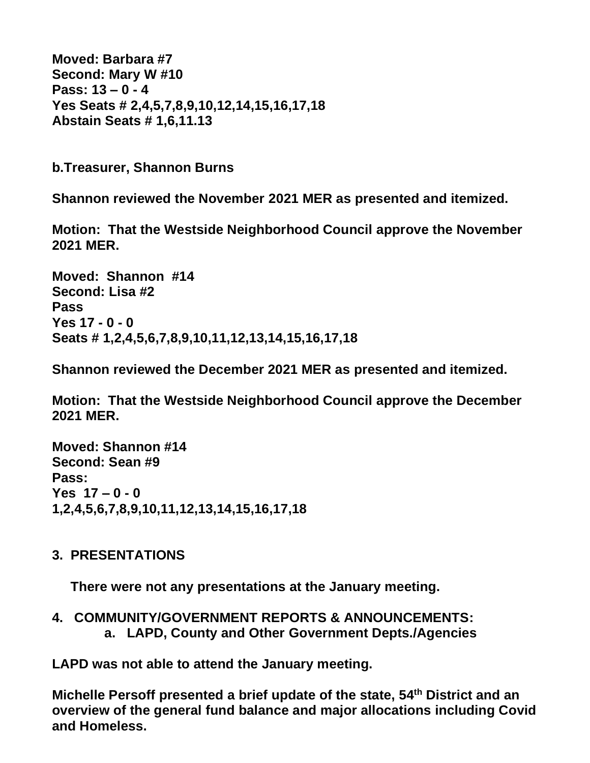**Moved: Barbara #7**
**Second: Mary W #10**
**Pass: 13 – 0 - 4**
**Yes Seats # 2,4,5,7,8,9,10,12,14,15,16,17,18**
**Abstain Seats # 1,6,11.13**

**b.Treasurer, Shannon Burns**

**Shannon reviewed the November 2021 MER as presented and itemized.**

**Motion: That the Westside Neighborhood Council approve the November 2021 MER.**

**Moved: Shannon #14**
**Second: Lisa #2**
**Pass**
**Yes 17 - 0 - 0**
**Seats # 1,2,4,5,6,7,8,9,10,11,12,13,14,15,16,17,18**

**Shannon reviewed the December 2021 MER as presented and itemized.**

**Motion: That the Westside Neighborhood Council approve the December 2021 MER.**

**Moved: Shannon #14**
**Second: Sean #9**
**Pass:**
**Yes 17 – 0 - 0**
**1,2,4,5,6,7,8,9,10,11,12,13,14,15,16,17,18**

**3. PRESENTATIONS**

**There were not any presentations at the January meeting.**

**4. COMMUNITY/GOVERNMENT REPORTS & ANNOUNCEMENTS:**
**a. LAPD, County and Other Government Depts./Agencies**

**LAPD was not able to attend the January meeting.**

**Michelle Persoff presented a brief update of the state, 54th District and an overview of the general fund balance and major allocations including Covid and Homeless.**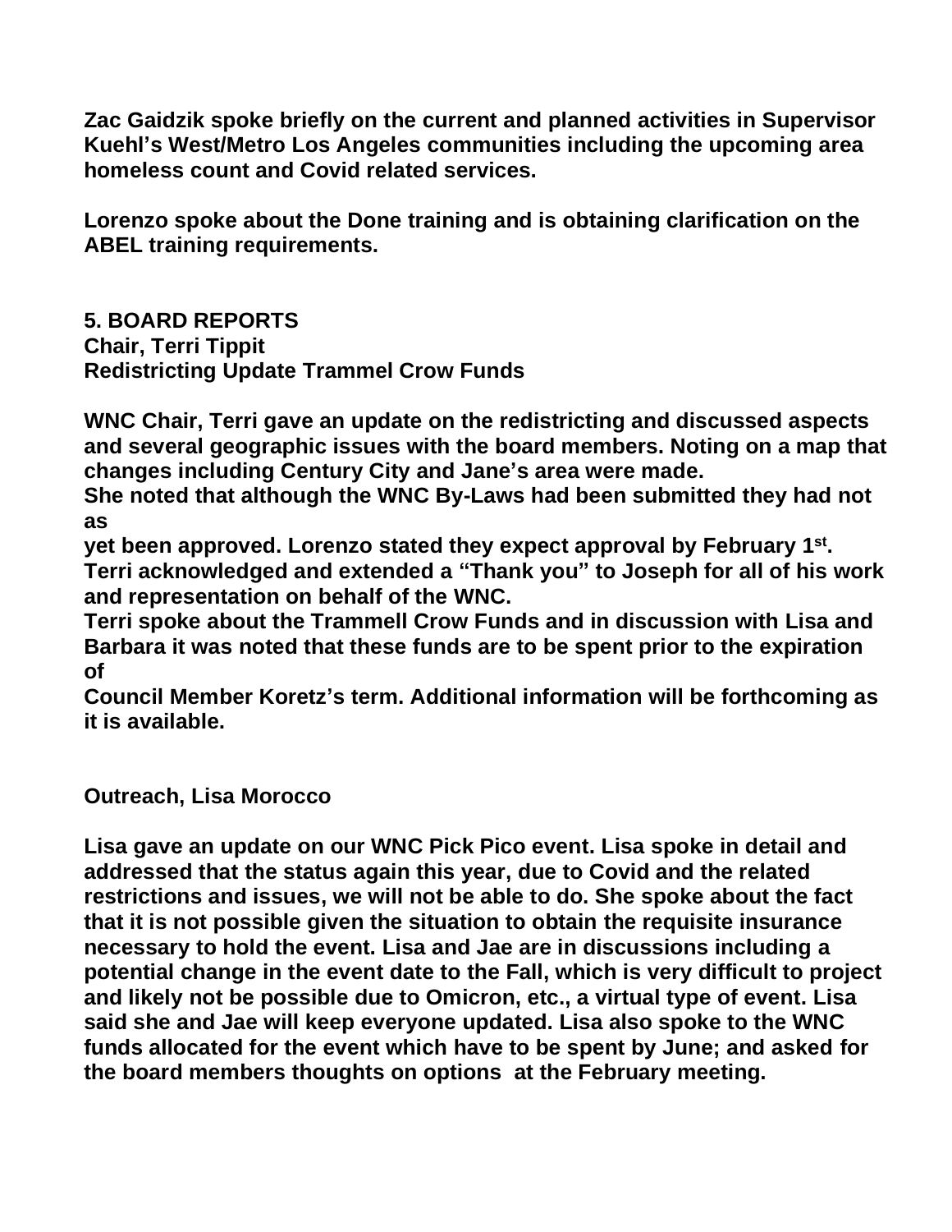**Zac Gaidzik spoke briefly on the current and planned activities in Supervisor Kuehl's West/Metro Los Angeles communities including the upcoming area homeless count and Covid related services.**

**Lorenzo spoke about the Done training and is obtaining clarification on the ABEL training requirements.**

**5. BOARD REPORTS**
**Chair, Terri Tippit**
**Redistricting Update Trammel Crow Funds**

**WNC Chair, Terri gave an update on the redistricting and discussed aspects and several geographic issues with the board members. Noting on a map that changes including Century City and Jane's area were made.**
**She noted that although the WNC By-Laws had been submitted they had not as yet been approved. Lorenzo stated they expect approval by February 1st.**
**Terri acknowledged and extended a "Thank you" to Joseph for all of his work and representation on behalf of the WNC.**
**Terri spoke about the Trammell Crow Funds and in discussion with Lisa and Barbara it was noted that these funds are to be spent prior to the expiration of Council Member Koretz's term. Additional information will be forthcoming as it is available.**

**Outreach, Lisa Morocco**

**Lisa gave an update on our WNC Pick Pico event. Lisa spoke in detail and addressed that the status again this year, due to Covid and the related restrictions and issues, we will not be able to do. She spoke about the fact that it is not possible given the situation to obtain the requisite insurance necessary to hold the event. Lisa and Jae are in discussions including a potential change in the event date to the Fall, which is very difficult to project and likely not be possible due to Omicron, etc., a virtual type of event. Lisa said she and Jae will keep everyone updated. Lisa also spoke to the WNC funds allocated for the event which have to be spent by June; and asked for the board members thoughts on options at the February meeting.**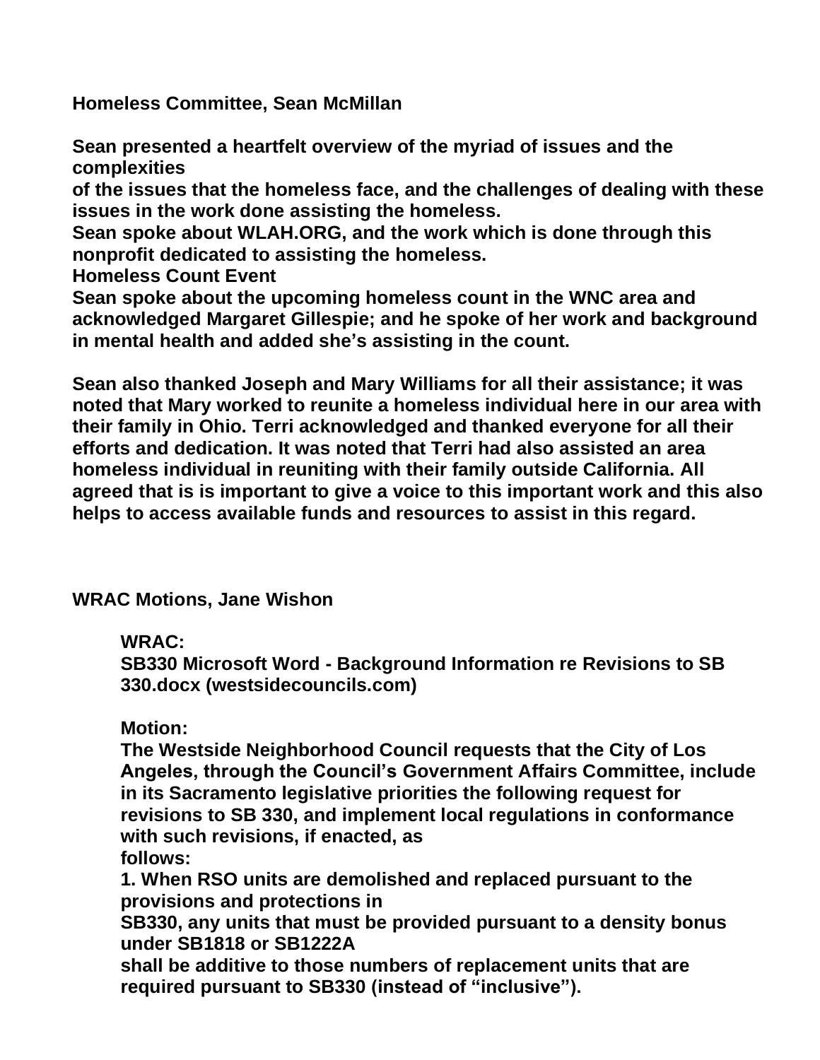**Homeless Committee, Sean McMillan**

**Sean presented a heartfelt overview of the myriad of issues and the complexities of the issues that the homeless face, and the challenges of dealing with these issues in the work done assisting the homeless.**
**Sean spoke about WLAH.ORG, and the work which is done through this nonprofit dedicated to assisting the homeless.**
**Homeless Count Event**
**Sean spoke about the upcoming homeless count in the WNC area and acknowledged Margaret Gillespie; and he spoke of her work and background in mental health and added she's assisting in the count.**

**Sean also thanked Joseph and Mary Williams for all their assistance; it was noted that Mary worked to reunite a homeless individual here in our area with their family in Ohio. Terri acknowledged and thanked everyone for all their efforts and dedication. It was noted that Terri had also assisted an area homeless individual in reuniting with their family outside California. All agreed that is is important to give a voice to this important work and this also helps to access available funds and resources to assist in this regard.**

**WRAC Motions, Jane Wishon**

> **WRAC:**
> **SB330 Microsoft Word - Background Information re Revisions to SB 330.docx (westsidecouncils.com)**
>
> **Motion:**
> **The Westside Neighborhood Council requests that the City of Los Angeles, through the Council's Government Affairs Committee, include in its Sacramento legislative priorities the following request for revisions to SB 330, and implement local regulations in conformance with such revisions, if enacted, as follows:**
> **1. When RSO units are demolished and replaced pursuant to the provisions and protections in SB330, any units that must be provided pursuant to a density bonus under SB1818 or SB1222A shall be additive to those numbers of replacement units that are required pursuant to SB330 (instead of "inclusive").**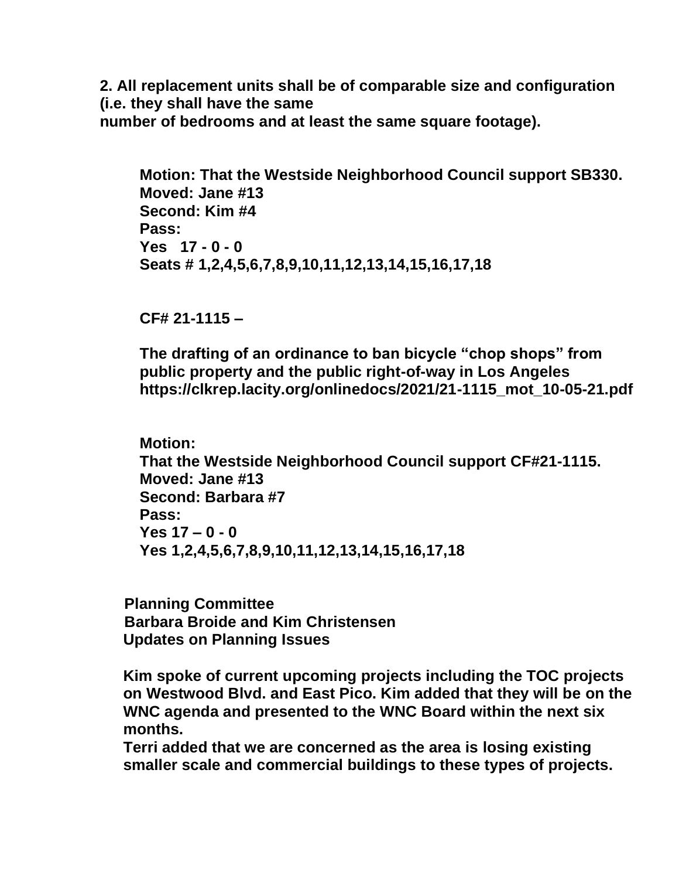**2. All replacement units shall be of comparable size and configuration (i.e. they shall have the same number of bedrooms and at least the same square footage).**

**Motion: That the Westside Neighborhood Council support SB330.**
**Moved: Jane #13**
**Second: Kim #4**
**Pass:**
**Yes 17 - 0 - 0**
**Seats # 1,2,4,5,6,7,8,9,10,11,12,13,14,15,16,17,18**

**CF# 21-1115 –**

**The drafting of an ordinance to ban bicycle "chop shops" from public property and the public right-of-way in Los Angeles https://clkrep.lacity.org/onlinedocs/2021/21-1115_mot_10-05-21.pdf**

**Motion:**
**That the Westside Neighborhood Council support CF#21-1115.**
**Moved: Jane #13**
**Second: Barbara #7**
**Pass:**
**Yes 17 – 0 - 0**
**Yes 1,2,4,5,6,7,8,9,10,11,12,13,14,15,16,17,18**

**Planning Committee**
**Barbara Broide and Kim Christensen**
**Updates on Planning Issues**

**Kim spoke of current upcoming projects including the TOC projects on Westwood Blvd. and East Pico. Kim added that they will be on the WNC agenda and presented to the WNC Board within the next six months.**
**Terri added that we are concerned as the area is losing existing smaller scale and commercial buildings to these types of projects.**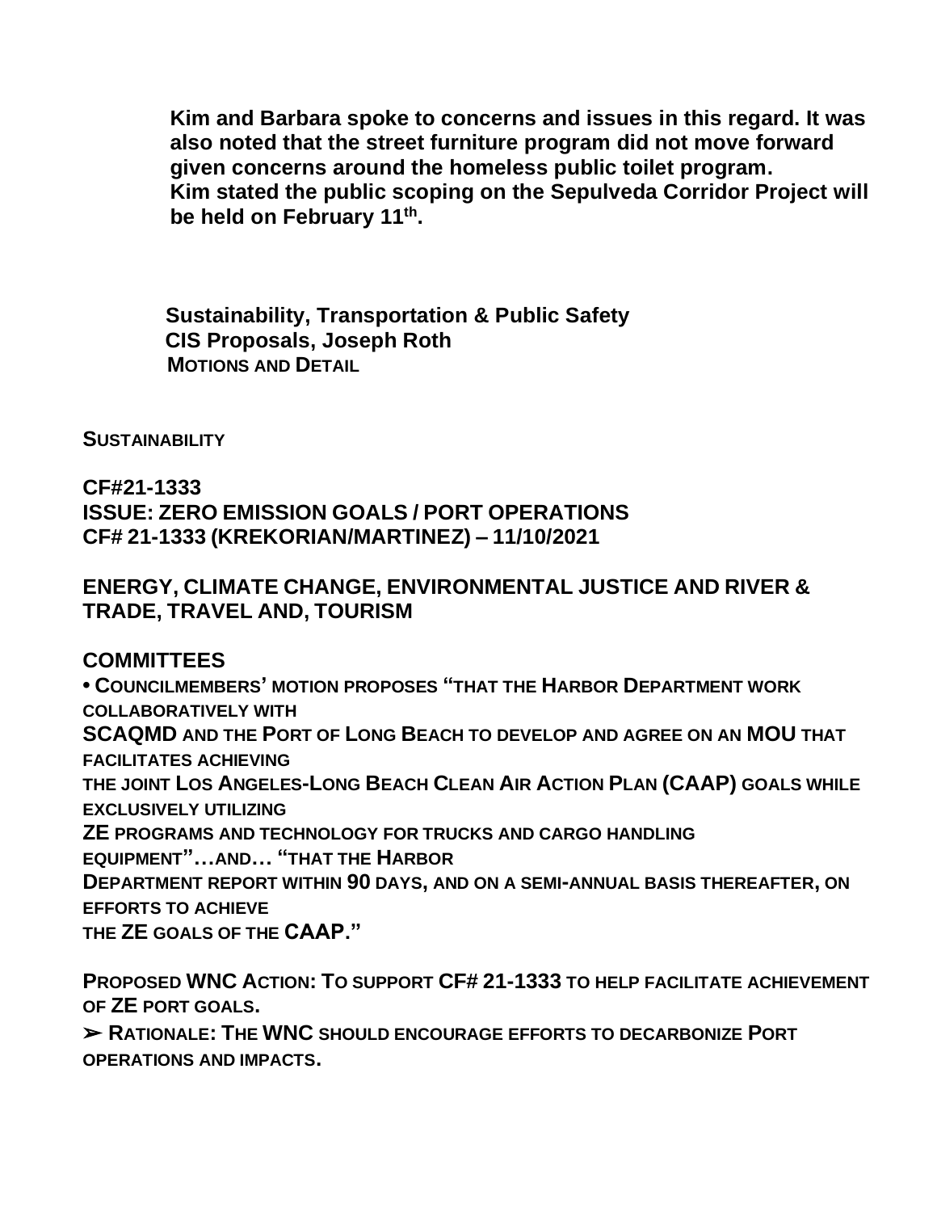**Kim and Barbara spoke to concerns and issues in this regard. It was also noted that the street furniture program did not move forward given concerns around the homeless public toilet program.**
**Kim stated the public scoping on the Sepulveda Corridor Project will be held on February 11th.**

**Sustainability, Transportation & Public Safety**
**CIS Proposals, Joseph Roth**
**MOTIONS AND DETAIL**

**SUSTAINABILITY**

**CF#21-1333**
**ISSUE: ZERO EMISSION GOALS / PORT OPERATIONS**
**CF# 21-1333 (KREKORIAN/MARTINEZ) – 11/10/2021**

**ENERGY, CLIMATE CHANGE, ENVIRONMENTAL JUSTICE AND RIVER & TRADE, TRAVEL AND, TOURISM**

**COMMITTEES**
**• COUNCILMEMBERS' MOTION PROPOSES "THAT THE HARBOR DEPARTMENT WORK COLLABORATIVELY WITH SCAQMD AND THE PORT OF LONG BEACH TO DEVELOP AND AGREE ON AN MOU THAT FACILITATES ACHIEVING THE JOINT LOS ANGELES-LONG BEACH CLEAN AIR ACTION PLAN (CAAP) GOALS WHILE EXCLUSIVELY UTILIZING ZE PROGRAMS AND TECHNOLOGY FOR TRUCKS AND CARGO HANDLING EQUIPMENT"…AND… "THAT THE HARBOR DEPARTMENT REPORT WITHIN 90 DAYS, AND ON A SEMI-ANNUAL BASIS THEREAFTER, ON EFFORTS TO ACHIEVE THE ZE GOALS OF THE CAAP."**

**PROPOSED WNC ACTION: TO SUPPORT CF# 21-1333 TO HELP FACILITATE ACHIEVEMENT OF ZE PORT GOALS.**
**➢ RATIONALE: THE WNC SHOULD ENCOURAGE EFFORTS TO DECARBONIZE PORT OPERATIONS AND IMPACTS.**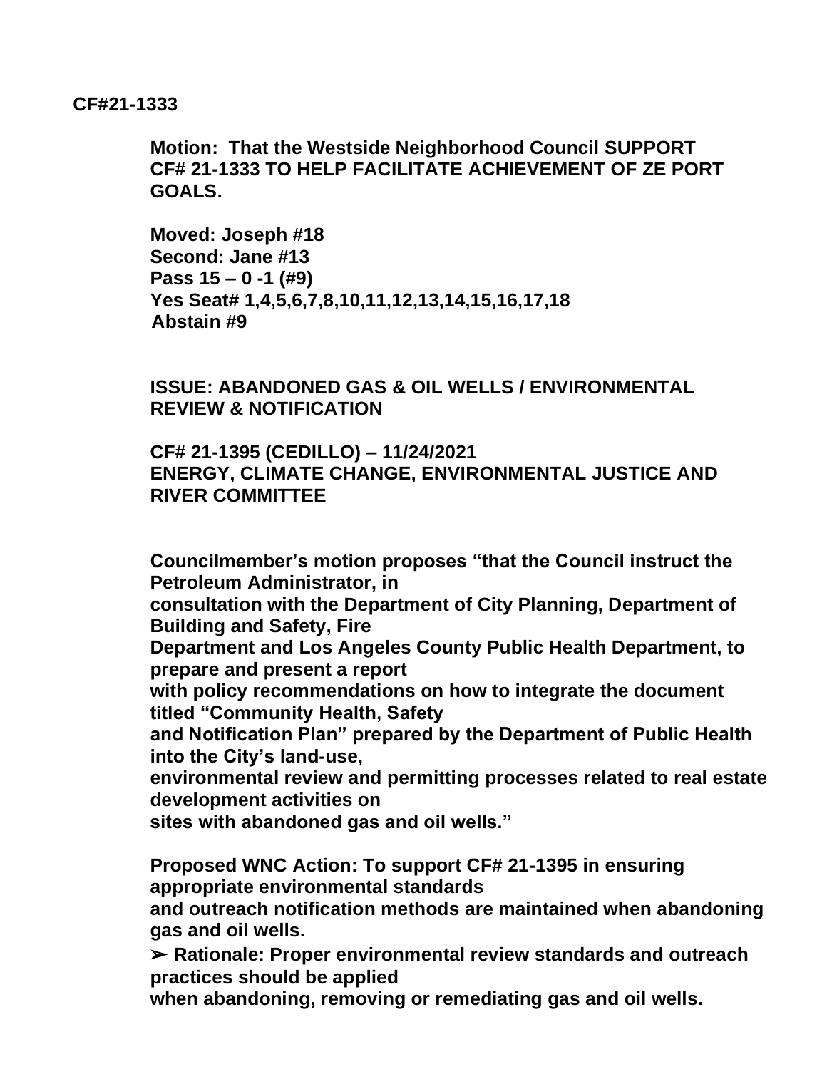**CF#21-1333**

**Motion: That the Westside Neighborhood Council SUPPORT CF# 21-1333 TO HELP FACILITATE ACHIEVEMENT OF ZE PORT GOALS.**

**Moved: Joseph #18**
**Second: Jane #13**
**Pass 15 – 0 -1 (#9)**
**Yes Seat# 1,4,5,6,7,8,10,11,12,13,14,15,16,17,18**
**Abstain #9**

**ISSUE: ABANDONED GAS & OIL WELLS / ENVIRONMENTAL REVIEW & NOTIFICATION**

**CF# 21-1395 (CEDILLO) – 11/24/2021**
**ENERGY, CLIMATE CHANGE, ENVIRONMENTAL JUSTICE AND RIVER COMMITTEE**

**Councilmember's motion proposes "that the Council instruct the Petroleum Administrator, in consultation with the Department of City Planning, Department of Building and Safety, Fire Department and Los Angeles County Public Health Department, to prepare and present a report with policy recommendations on how to integrate the document titled "Community Health, Safety and Notification Plan" prepared by the Department of Public Health into the City's land-use, environmental review and permitting processes related to real estate development activities on sites with abandoned gas and oil wells."**

**Proposed WNC Action: To support CF# 21-1395 in ensuring appropriate environmental standards and outreach notification methods are maintained when abandoning gas and oil wells.**

- **Rationale: Proper environmental review standards and outreach practices should be applied when abandoning, removing or remediating gas and oil wells.**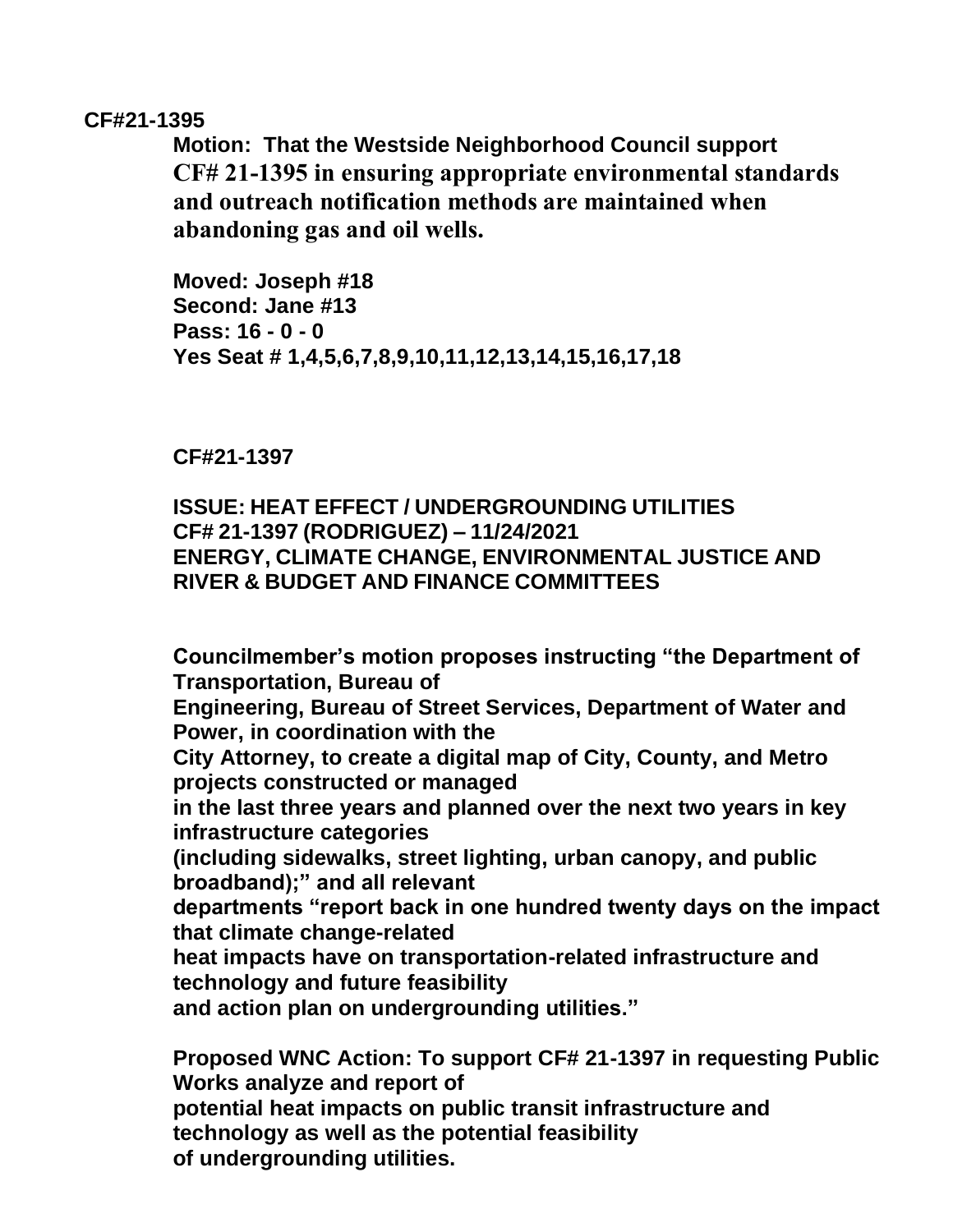**CF#21-1395**

**Motion: That the Westside Neighborhood Council support CF# 21-1395 in ensuring appropriate environmental standards and outreach notification methods are maintained when abandoning gas and oil wells.**

**Moved: Joseph #18**
**Second: Jane #13**
**Pass: 16 - 0 - 0**
**Yes Seat # 1,4,5,6,7,8,9,10,11,12,13,14,15,16,17,18**

**CF#21-1397**

**ISSUE: HEAT EFFECT / UNDERGROUNDING UTILITIES**
**CF# 21-1397 (RODRIGUEZ) – 11/24/2021**
**ENERGY, CLIMATE CHANGE, ENVIRONMENTAL JUSTICE AND RIVER & BUDGET AND FINANCE COMMITTEES**

**Councilmember's motion proposes instructing "the Department of Transportation, Bureau of Engineering, Bureau of Street Services, Department of Water and Power, in coordination with the City Attorney, to create a digital map of City, County, and Metro projects constructed or managed in the last three years and planned over the next two years in key infrastructure categories (including sidewalks, street lighting, urban canopy, and public broadband);" and all relevant departments "report back in one hundred twenty days on the impact that climate change-related heat impacts have on transportation-related infrastructure and technology and future feasibility and action plan on undergrounding utilities."**

**Proposed WNC Action: To support CF# 21-1397 in requesting Public Works analyze and report of potential heat impacts on public transit infrastructure and technology as well as the potential feasibility of undergrounding utilities.**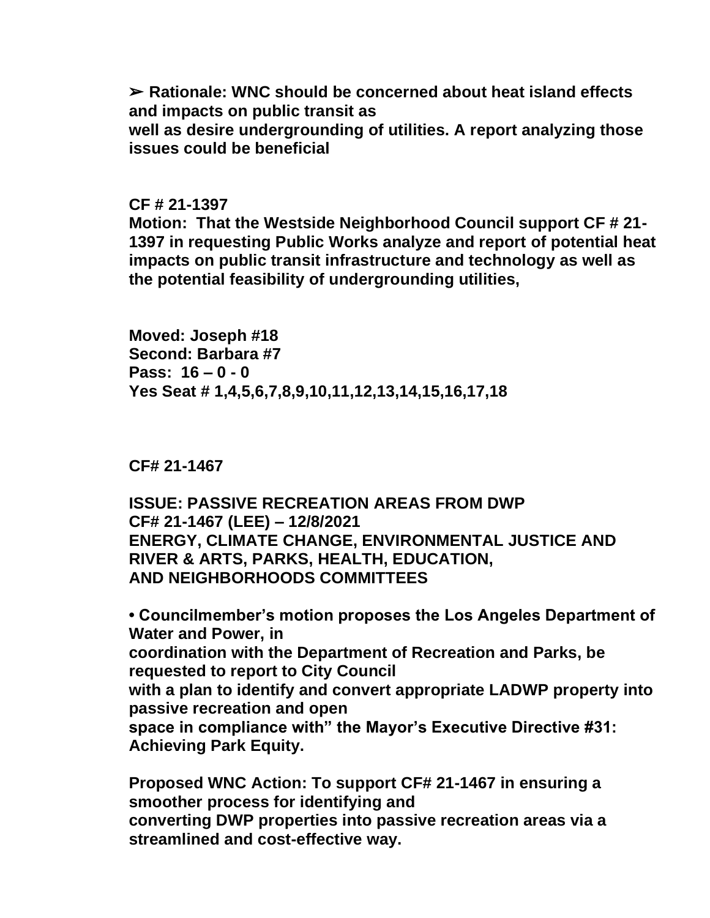**➢ Rationale: WNC should be concerned about heat island effects and impacts on public transit as well as desire undergrounding of utilities. A report analyzing those issues could be beneficial**

**CF # 21-1397**

**Motion: That the Westside Neighborhood Council support CF # 21-1397 in requesting Public Works analyze and report of potential heat impacts on public transit infrastructure and technology as well as the potential feasibility of undergrounding utilities,**

**Moved: Joseph #18**
**Second: Barbara #7**
**Pass: 16 – 0 - 0**
**Yes Seat # 1,4,5,6,7,8,9,10,11,12,13,14,15,16,17,18**

**CF# 21-1467**

**ISSUE: PASSIVE RECREATION AREAS FROM DWP**
**CF# 21-1467 (LEE) – 12/8/2021**
**ENERGY, CLIMATE CHANGE, ENVIRONMENTAL JUSTICE AND RIVER & ARTS, PARKS, HEALTH, EDUCATION, AND NEIGHBORHOODS COMMITTEES**

**• Councilmember's motion proposes the Los Angeles Department of Water and Power, in coordination with the Department of Recreation and Parks, be requested to report to City Council with a plan to identify and convert appropriate LADWP property into passive recreation and open space in compliance with" the Mayor's Executive Directive #31: Achieving Park Equity.**

**Proposed WNC Action: To support CF# 21-1467 in ensuring a smoother process for identifying and converting DWP properties into passive recreation areas via a streamlined and cost-effective way.**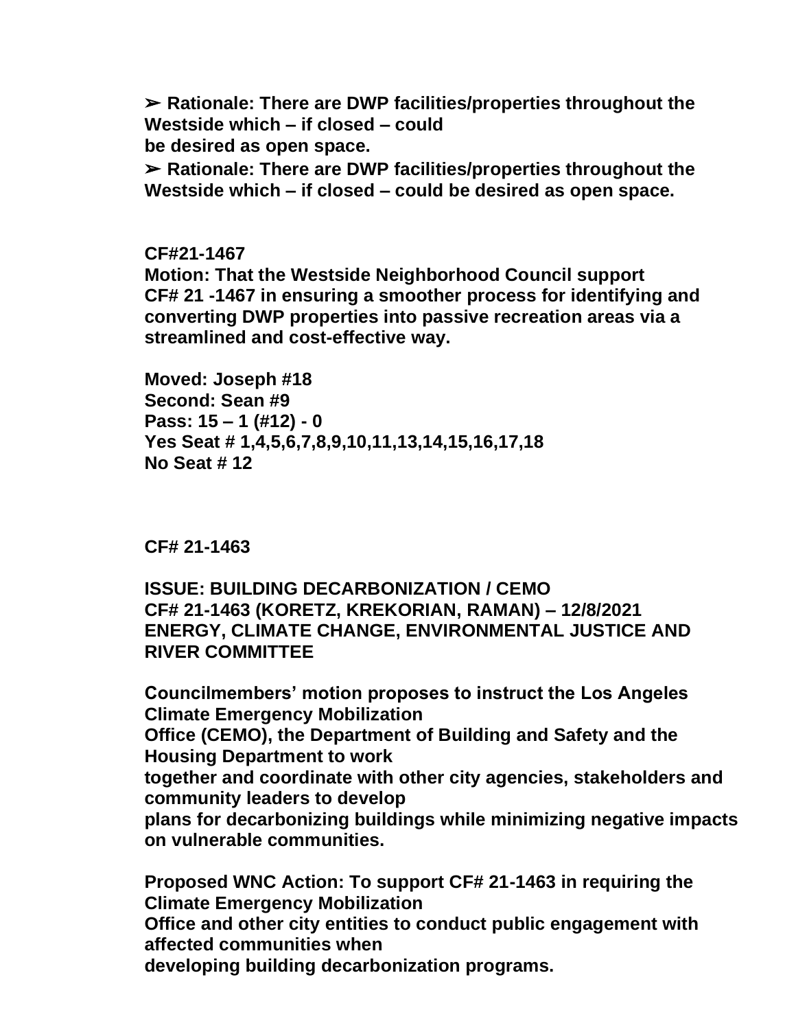**➢ Rationale: There are DWP facilities/properties throughout the Westside which – if closed – could be desired as open space.**

**➢ Rationale: There are DWP facilities/properties throughout the Westside which – if closed – could be desired as open space.**

**CF#21-1467**

**Motion: That the Westside Neighborhood Council support CF# 21 -1467 in ensuring a smoother process for identifying and converting DWP properties into passive recreation areas via a streamlined and cost-effective way.**

**Moved: Joseph #18**
**Second: Sean #9**
**Pass: 15 – 1 (#12) - 0**
**Yes Seat # 1,4,5,6,7,8,9,10,11,13,14,15,16,17,18**
**No Seat # 12**

**CF# 21-1463**

**ISSUE: BUILDING DECARBONIZATION / CEMO**
**CF# 21-1463 (KORETZ, KREKORIAN, RAMAN) – 12/8/2021**
**ENERGY, CLIMATE CHANGE, ENVIRONMENTAL JUSTICE AND RIVER COMMITTEE**

**Councilmembers' motion proposes to instruct the Los Angeles Climate Emergency Mobilization Office (CEMO), the Department of Building and Safety and the Housing Department to work together and coordinate with other city agencies, stakeholders and community leaders to develop plans for decarbonizing buildings while minimizing negative impacts on vulnerable communities.**

**Proposed WNC Action: To support CF# 21-1463 in requiring the Climate Emergency Mobilization Office and other city entities to conduct public engagement with affected communities when developing building decarbonization programs.**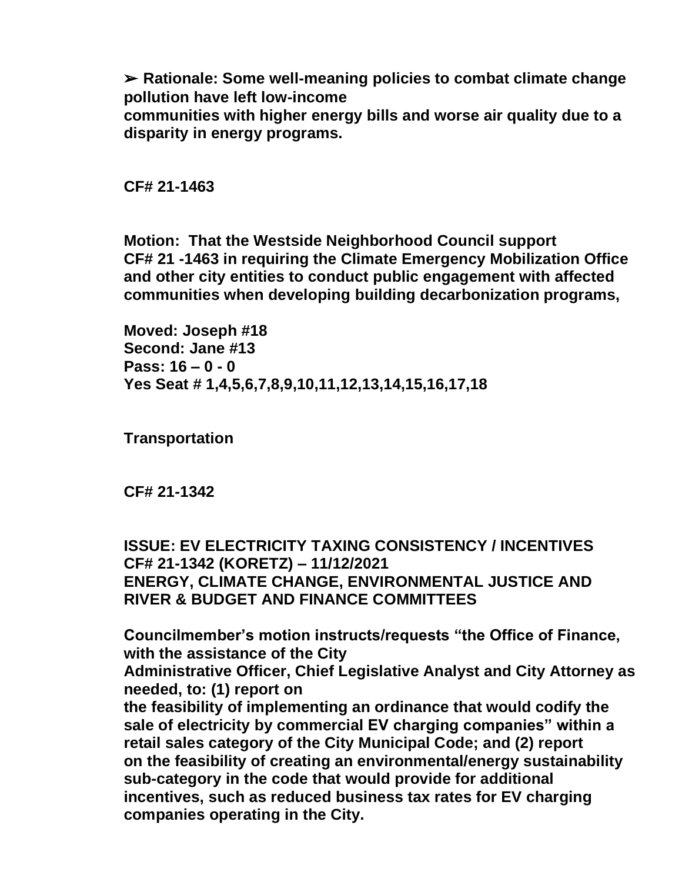➢ **Rationale: Some well-meaning policies to combat climate change pollution have left low-income communities with higher energy bills and worse air quality due to a disparity in energy programs.**

**CF# 21-1463**

**Motion: That the Westside Neighborhood Council support CF# 21 -1463 in requiring the Climate Emergency Mobilization Office and other city entities to conduct public engagement with affected communities when developing building decarbonization programs,**

**Moved: Joseph #18**
**Second: Jane #13**
**Pass: 16 – 0 - 0**
**Yes Seat # 1,4,5,6,7,8,9,10,11,12,13,14,15,16,17,18**

**Transportation**

**CF# 21-1342**

**ISSUE: EV ELECTRICITY TAXING CONSISTENCY / INCENTIVES**
**CF# 21-1342 (KORETZ) – 11/12/2021**
**ENERGY, CLIMATE CHANGE, ENVIRONMENTAL JUSTICE AND RIVER & BUDGET AND FINANCE COMMITTEES**

**Councilmember's motion instructs/requests "the Office of Finance, with the assistance of the City Administrative Officer, Chief Legislative Analyst and City Attorney as needed, to: (1) report on the feasibility of implementing an ordinance that would codify the sale of electricity by commercial EV charging companies" within a retail sales category of the City Municipal Code; and (2) report on the feasibility of creating an environmental/energy sustainability sub-category in the code that would provide for additional incentives, such as reduced business tax rates for EV charging companies operating in the City.**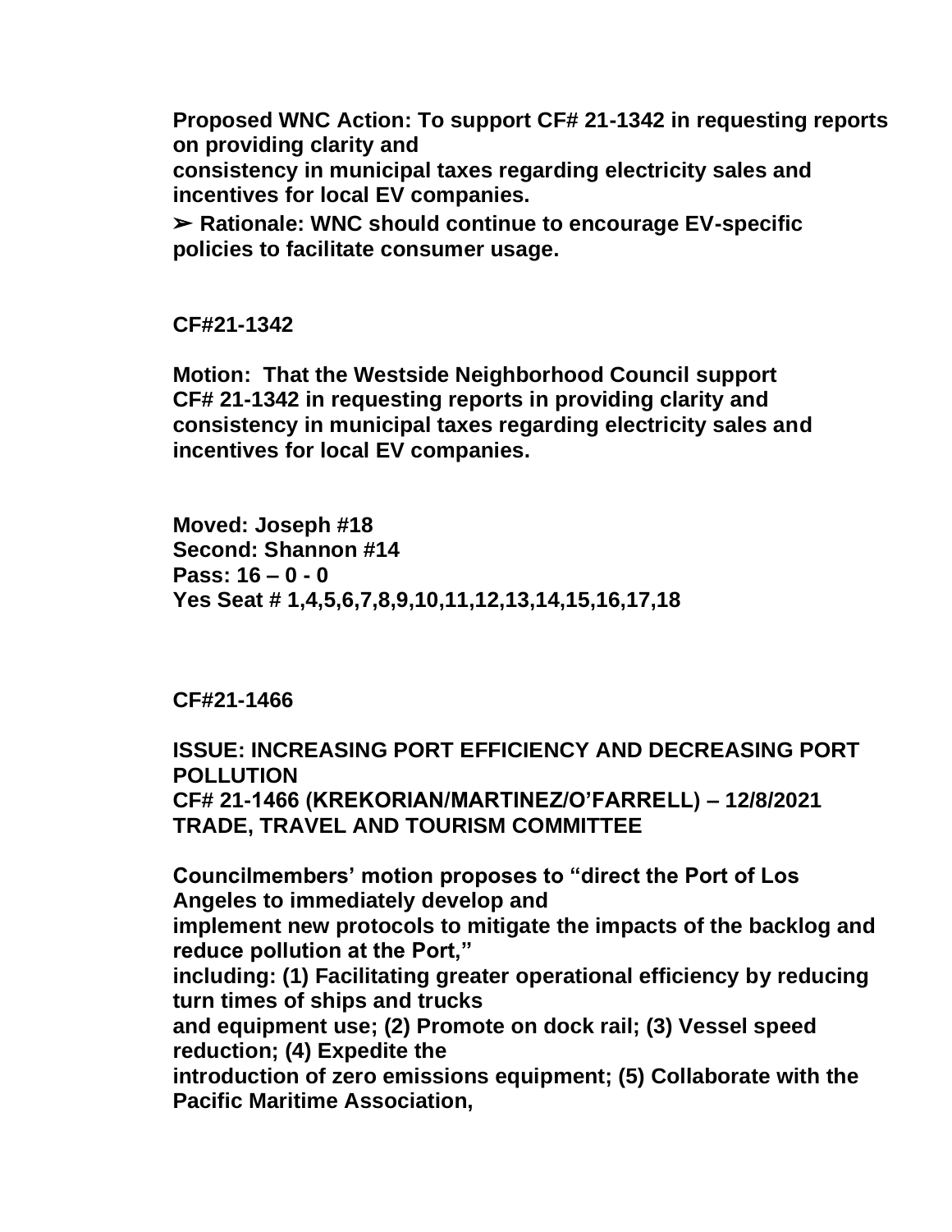**Proposed WNC Action: To support CF# 21-1342 in requesting reports on providing clarity and consistency in municipal taxes regarding electricity sales and incentives for local EV companies.**

**➢ Rationale: WNC should continue to encourage EV-specific policies to facilitate consumer usage.**

**CF#21-1342**

**Motion: That the Westside Neighborhood Council support CF# 21-1342 in requesting reports in providing clarity and consistency in municipal taxes regarding electricity sales and incentives for local EV companies.**

**Moved: Joseph #18**
**Second: Shannon #14**
**Pass: 16 – 0 - 0**
**Yes Seat # 1,4,5,6,7,8,9,10,11,12,13,14,15,16,17,18**

**CF#21-1466**

**ISSUE: INCREASING PORT EFFICIENCY AND DECREASING PORT POLLUTION**
**CF# 21-1466 (KREKORIAN/MARTINEZ/O'FARRELL) – 12/8/2021 TRADE, TRAVEL AND TOURISM COMMITTEE**

**Councilmembers' motion proposes to "direct the Port of Los Angeles to immediately develop and implement new protocols to mitigate the impacts of the backlog and reduce pollution at the Port," including: (1) Facilitating greater operational efficiency by reducing turn times of ships and trucks and equipment use; (2) Promote on dock rail; (3) Vessel speed reduction; (4) Expedite the introduction of zero emissions equipment; (5) Collaborate with the Pacific Maritime Association,**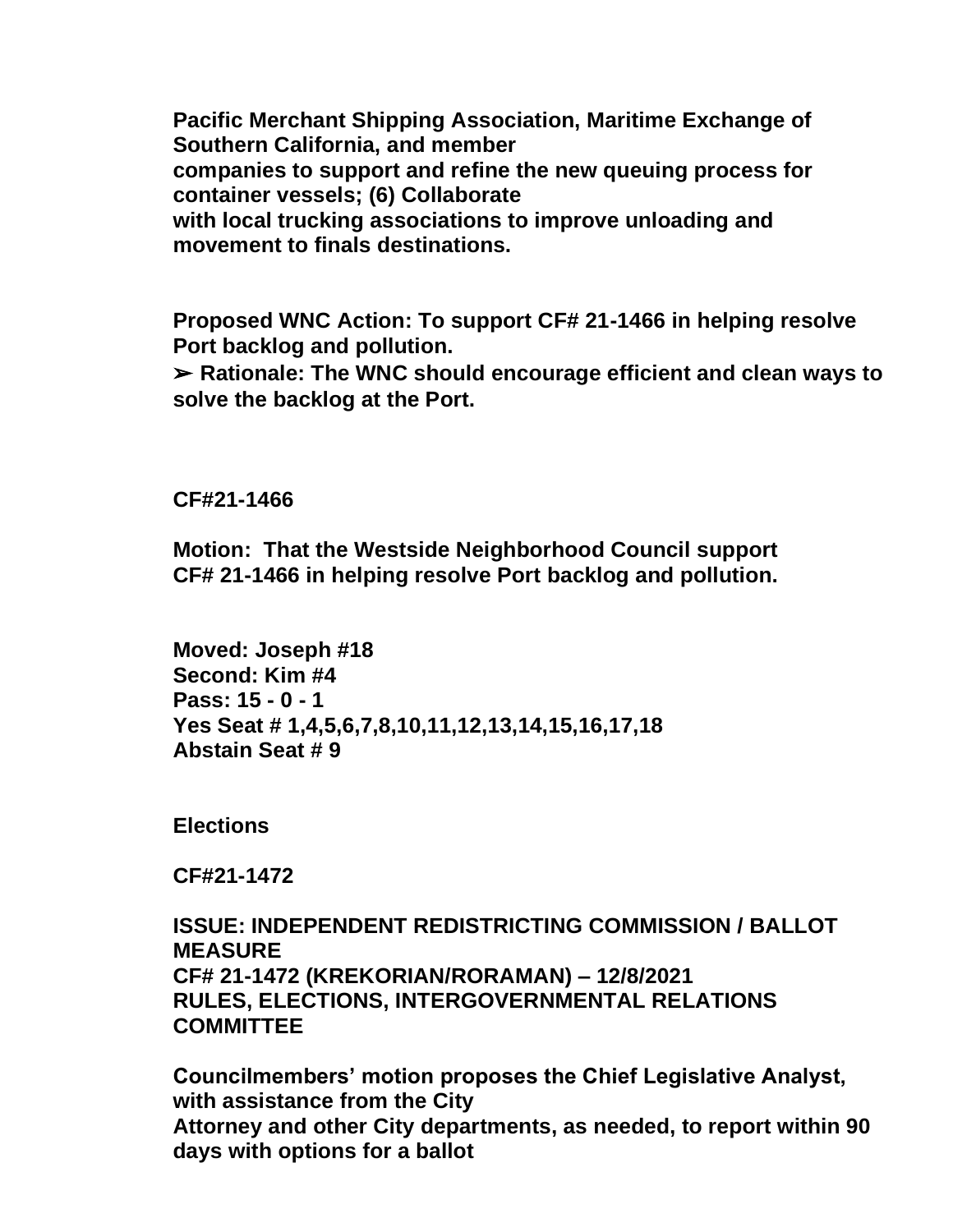**Pacific Merchant Shipping Association, Maritime Exchange of Southern California, and member companies to support and refine the new queuing process for container vessels; (6) Collaborate with local trucking associations to improve unloading and movement to finals destinations.**

**Proposed WNC Action: To support CF# 21-1466 in helping resolve Port backlog and pollution.**

**➢ Rationale: The WNC should encourage efficient and clean ways to solve the backlog at the Port.**

**CF#21-1466**

**Motion: That the Westside Neighborhood Council support CF# 21-1466 in helping resolve Port backlog and pollution.**

**Moved: Joseph #18**
**Second: Kim #4**
**Pass: 15 - 0 - 1**
**Yes Seat # 1,4,5,6,7,8,10,11,12,13,14,15,16,17,18**
**Abstain Seat # 9**

**Elections**

**CF#21-1472**

**ISSUE: INDEPENDENT REDISTRICTING COMMISSION / BALLOT MEASURE**
**CF# 21-1472 (KREKORIAN/RORAMAN) – 12/8/2021**
**RULES, ELECTIONS, INTERGOVERNMENTAL RELATIONS COMMITTEE**

**Councilmembers' motion proposes the Chief Legislative Analyst, with assistance from the City Attorney and other City departments, as needed, to report within 90 days with options for a ballot**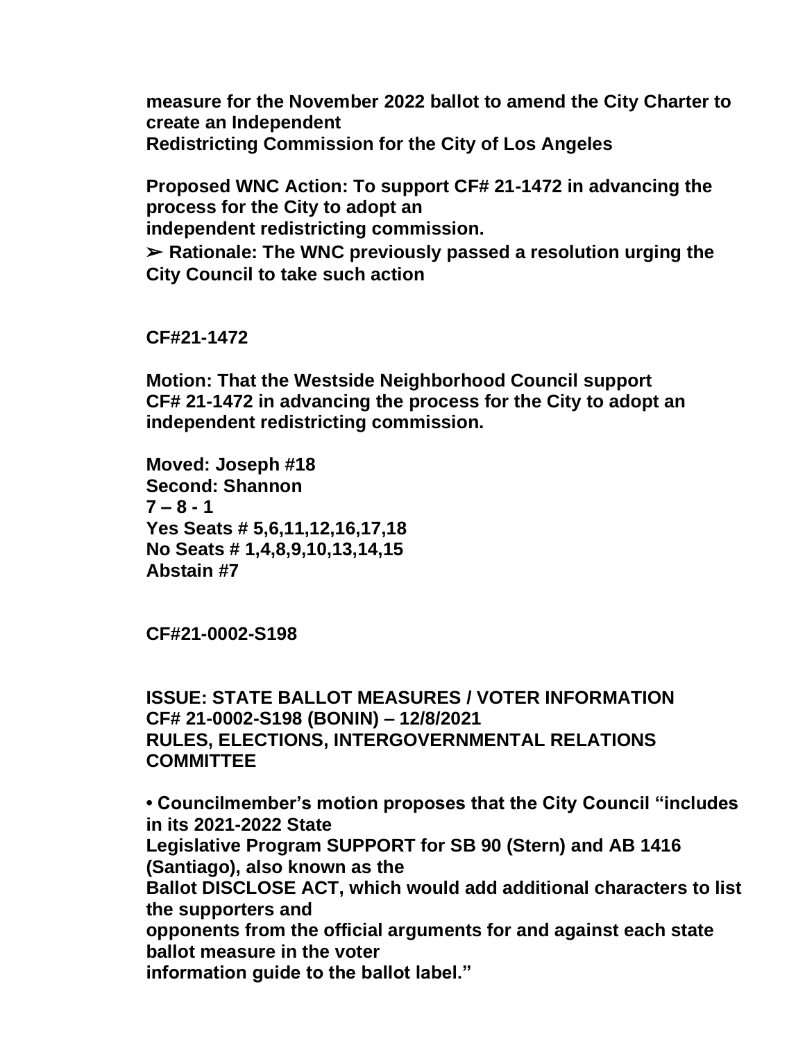**measure for the November 2022 ballot to amend the City Charter to create an Independent Redistricting Commission for the City of Los Angeles**

**Proposed WNC Action: To support CF# 21-1472 in advancing the process for the City to adopt an independent redistricting commission.**

**➢ Rationale: The WNC previously passed a resolution urging the City Council to take such action**

**CF#21-1472**

**Motion: That the Westside Neighborhood Council support CF# 21-1472 in advancing the process for the City to adopt an independent redistricting commission.**

**Moved: Joseph #18**
**Second: Shannon**
**7 – 8 - 1**
**Yes Seats # 5,6,11,12,16,17,18**
**No Seats # 1,4,8,9,10,13,14,15**
**Abstain #7**

**CF#21-0002-S198**

**ISSUE: STATE BALLOT MEASURES / VOTER INFORMATION**
**CF# 21-0002-S198 (BONIN) – 12/8/2021**
**RULES, ELECTIONS, INTERGOVERNMENTAL RELATIONS COMMITTEE**

**• Councilmember's motion proposes that the City Council "includes in its 2021-2022 State Legislative Program SUPPORT for SB 90 (Stern) and AB 1416 (Santiago), also known as the Ballot DISCLOSE ACT, which would add additional characters to list the supporters and opponents from the official arguments for and against each state ballot measure in the voter information guide to the ballot label."**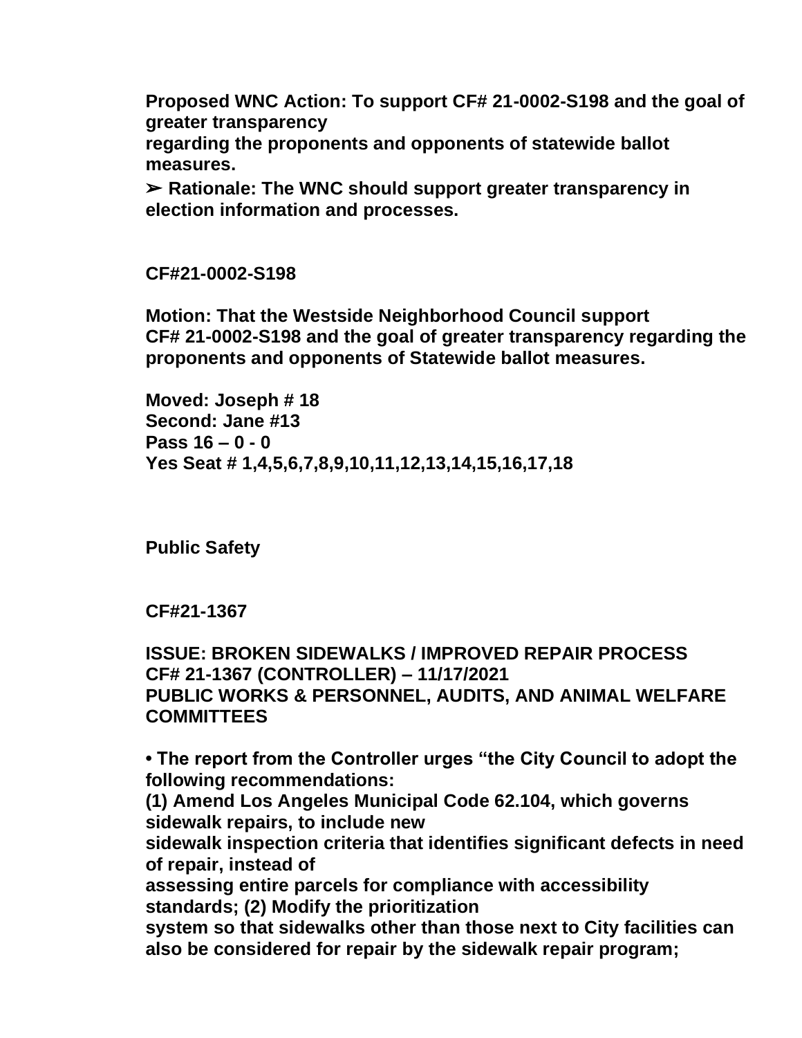**Proposed WNC Action: To support CF# 21-0002-S198 and the goal of greater transparency regarding the proponents and opponents of statewide ballot measures.**

**➢ Rationale: The WNC should support greater transparency in election information and processes.**

**CF#21-0002-S198**

**Motion: That the Westside Neighborhood Council support CF# 21-0002-S198 and the goal of greater transparency regarding the proponents and opponents of Statewide ballot measures.**

**Moved: Joseph # 18**
**Second: Jane #13**
**Pass 16 – 0 - 0**
**Yes Seat # 1,4,5,6,7,8,9,10,11,12,13,14,15,16,17,18**

**Public Safety**

**CF#21-1367**

**ISSUE: BROKEN SIDEWALKS / IMPROVED REPAIR PROCESS**
**CF# 21-1367 (CONTROLLER) – 11/17/2021**
**PUBLIC WORKS & PERSONNEL, AUDITS, AND ANIMAL WELFARE COMMITTEES**

**• The report from the Controller urges "the City Council to adopt the following recommendations:**
**(1) Amend Los Angeles Municipal Code 62.104, which governs sidewalk repairs, to include new sidewalk inspection criteria that identifies significant defects in need of repair, instead of assessing entire parcels for compliance with accessibility standards; (2) Modify the prioritization system so that sidewalks other than those next to City facilities can also be considered for repair by the sidewalk repair program;**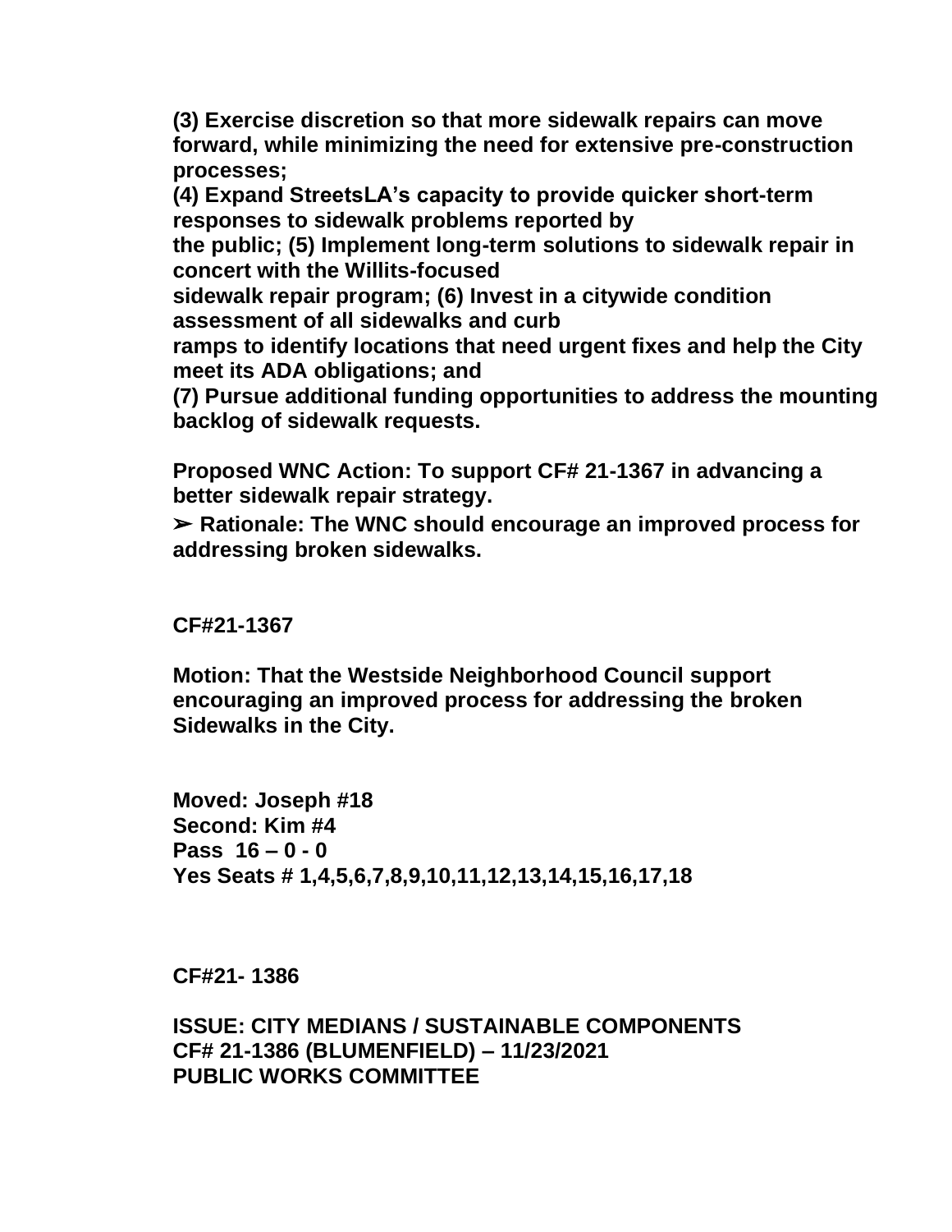**(3) Exercise discretion so that more sidewalk repairs can move forward, while minimizing the need for extensive pre-construction processes;**
**(4) Expand StreetsLA's capacity to provide quicker short-term responses to sidewalk problems reported by the public; (5) Implement long-term solutions to sidewalk repair in concert with the Willits-focused sidewalk repair program; (6) Invest in a citywide condition assessment of all sidewalks and curb ramps to identify locations that need urgent fixes and help the City meet its ADA obligations; and**
**(7) Pursue additional funding opportunities to address the mounting backlog of sidewalk requests.**

**Proposed WNC Action: To support CF# 21-1367 in advancing a better sidewalk repair strategy.**

**➢ Rationale: The WNC should encourage an improved process for addressing broken sidewalks.**

**CF#21-1367**

**Motion: That the Westside Neighborhood Council support encouraging an improved process for addressing the broken Sidewalks in the City.**

**Moved: Joseph #18**
**Second: Kim #4**
**Pass 16 – 0 - 0**
**Yes Seats # 1,4,5,6,7,8,9,10,11,12,13,14,15,16,17,18**

**CF#21- 1386**

**ISSUE: CITY MEDIANS / SUSTAINABLE COMPONENTS**
**CF# 21-1386 (BLUMENFIELD) – 11/23/2021**
**PUBLIC WORKS COMMITTEE**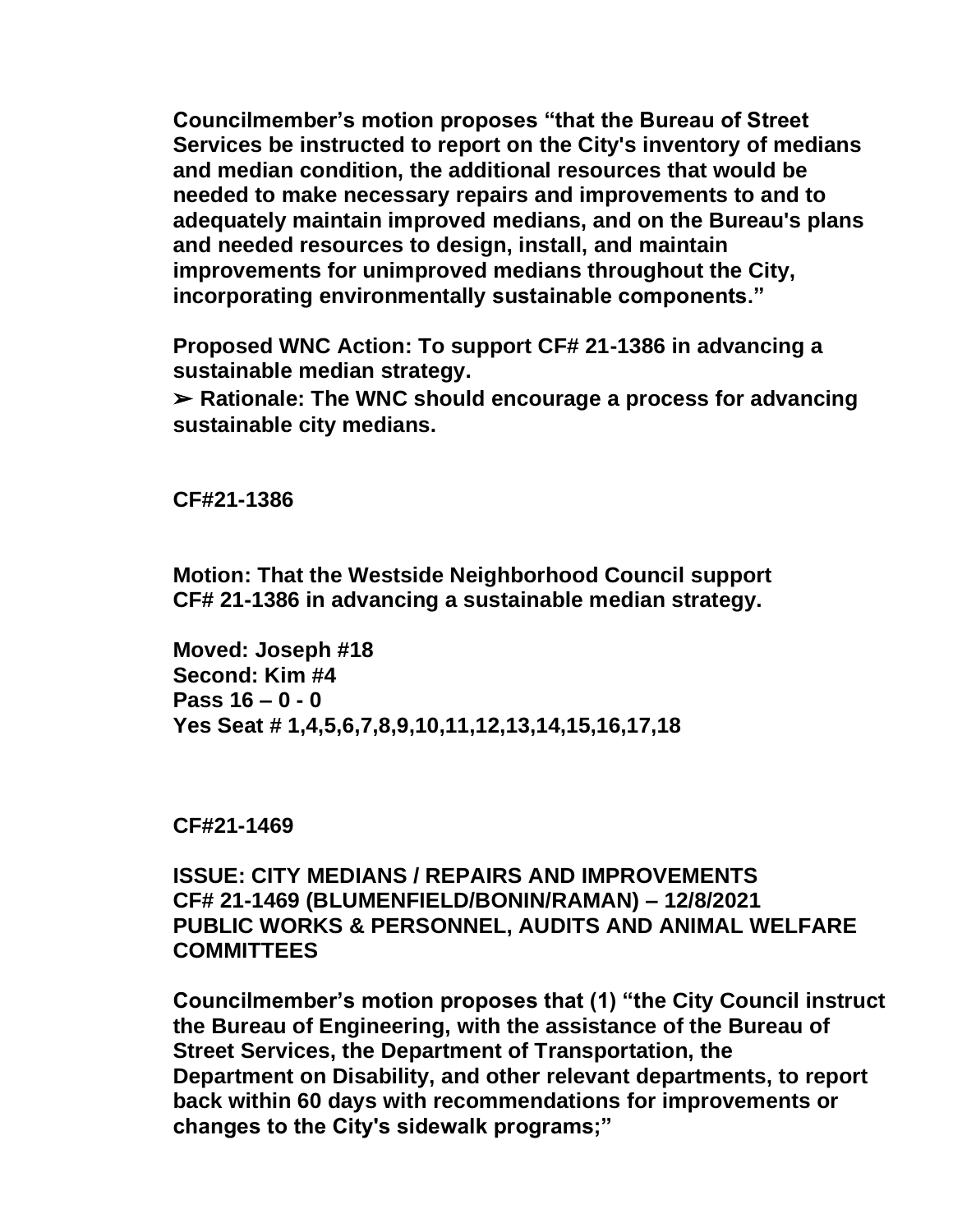**Councilmember's motion proposes "that the Bureau of Street Services be instructed to report on the City's inventory of medians and median condition, the additional resources that would be needed to make necessary repairs and improvements to and to adequately maintain improved medians, and on the Bureau's plans and needed resources to design, install, and maintain improvements for unimproved medians throughout the City, incorporating environmentally sustainable components."**

**Proposed WNC Action: To support CF# 21-1386 in advancing a sustainable median strategy.**

**➢ Rationale: The WNC should encourage a process for advancing sustainable city medians.**

**CF#21-1386**

**Motion: That the Westside Neighborhood Council support CF# 21-1386 in advancing a sustainable median strategy.**

**Moved: Joseph #18**
**Second: Kim #4**
**Pass 16 – 0 - 0**
**Yes Seat # 1,4,5,6,7,8,9,10,11,12,13,14,15,16,17,18**

**CF#21-1469**

**ISSUE: CITY MEDIANS / REPAIRS AND IMPROVEMENTS**
**CF# 21-1469 (BLUMENFIELD/BONIN/RAMAN) – 12/8/2021**
**PUBLIC WORKS & PERSONNEL, AUDITS AND ANIMAL WELFARE COMMITTEES**

**Councilmember's motion proposes that (1) "the City Council instruct the Bureau of Engineering, with the assistance of the Bureau of Street Services, the Department of Transportation, the Department on Disability, and other relevant departments, to report back within 60 days with recommendations for improvements or changes to the City's sidewalk programs;"**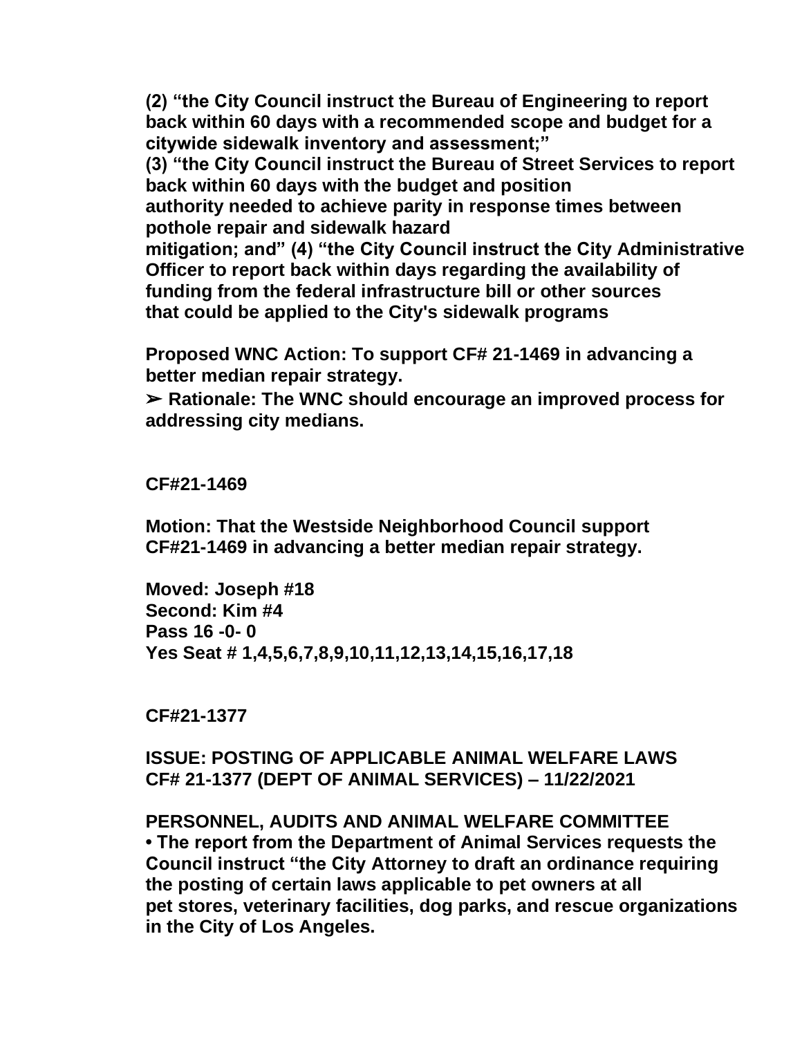**(2) “the City Council instruct the Bureau of Engineering to report back within 60 days with a recommended scope and budget for a citywide sidewalk inventory and assessment;”**
**(3) “the City Council instruct the Bureau of Street Services to report back within 60 days with the budget and position authority needed to achieve parity in response times between pothole repair and sidewalk hazard mitigation; and” (4) “the City Council instruct the City Administrative Officer to report back within days regarding the availability of funding from the federal infrastructure bill or other sources that could be applied to the City's sidewalk programs**

**Proposed WNC Action: To support CF# 21-1469 in advancing a better median repair strategy.**

**➢ Rationale: The WNC should encourage an improved process for addressing city medians.**

**CF#21-1469**

**Motion: That the Westside Neighborhood Council support CF#21-1469 in advancing a better median repair strategy.**

**Moved: Joseph #18**
**Second: Kim #4**
**Pass 16 -0- 0**
**Yes Seat # 1,4,5,6,7,8,9,10,11,12,13,14,15,16,17,18**

**CF#21-1377**

**ISSUE: POSTING OF APPLICABLE ANIMAL WELFARE LAWS CF# 21-1377 (DEPT OF ANIMAL SERVICES) – 11/22/2021**

**PERSONNEL, AUDITS AND ANIMAL WELFARE COMMITTEE**
**• The report from the Department of Animal Services requests the Council instruct “the City Attorney to draft an ordinance requiring the posting of certain laws applicable to pet owners at all pet stores, veterinary facilities, dog parks, and rescue organizations in the City of Los Angeles.**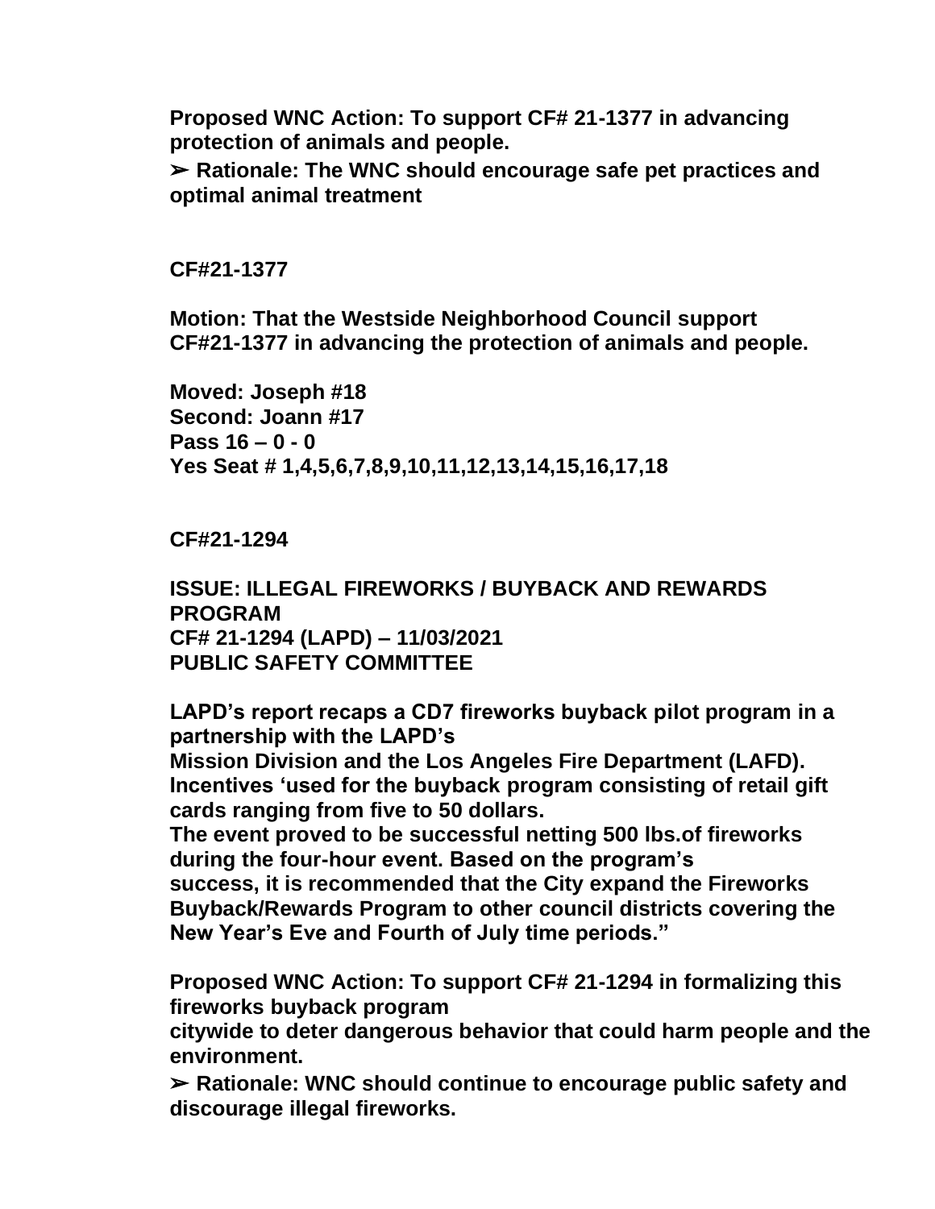**Proposed WNC Action: To support CF# 21-1377 in advancing protection of animals and people.**

**➢ Rationale: The WNC should encourage safe pet practices and optimal animal treatment**

**CF#21-1377**

**Motion: That the Westside Neighborhood Council support CF#21-1377 in advancing the protection of animals and people.**

**Moved: Joseph #18**
**Second: Joann #17**
**Pass 16 – 0 - 0**
**Yes Seat # 1,4,5,6,7,8,9,10,11,12,13,14,15,16,17,18**

**CF#21-1294**

**ISSUE: ILLEGAL FIREWORKS / BUYBACK AND REWARDS PROGRAM**
**CF# 21-1294 (LAPD) – 11/03/2021**
**PUBLIC SAFETY COMMITTEE**

**LAPD's report recaps a CD7 fireworks buyback pilot program in a partnership with the LAPD's**
**Mission Division and the Los Angeles Fire Department (LAFD). Incentives 'used for the buyback program consisting of retail gift cards ranging from five to 50 dollars.**
**The event proved to be successful netting 500 lbs.of fireworks during the four-hour event. Based on the program's**
**success, it is recommended that the City expand the Fireworks Buyback/Rewards Program to other council districts covering the New Year's Eve and Fourth of July time periods."**

**Proposed WNC Action: To support CF# 21-1294 in formalizing this fireworks buyback program**
**citywide to deter dangerous behavior that could harm people and the environment.**

**➢ Rationale: WNC should continue to encourage public safety and discourage illegal fireworks.**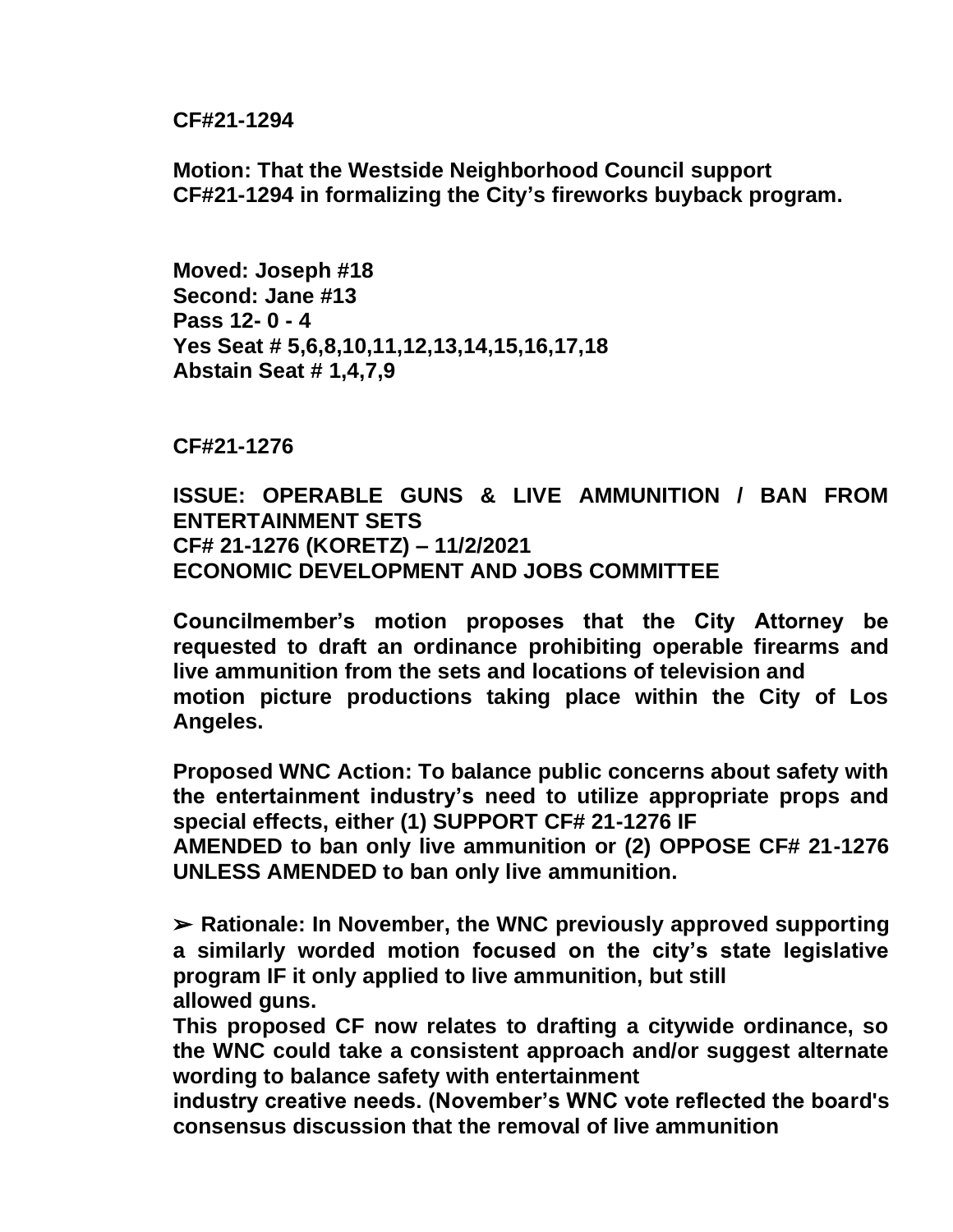**CF#21-1294**

**Motion: That the Westside Neighborhood Council support CF#21-1294 in formalizing the City's fireworks buyback program.**

**Moved: Joseph #18**
**Second: Jane #13**
**Pass 12- 0 - 4**
**Yes Seat # 5,6,8,10,11,12,13,14,15,16,17,18**
**Abstain Seat # 1,4,7,9**

**CF#21-1276**

**ISSUE: OPERABLE GUNS & LIVE AMMUNITION / BAN FROM ENTERTAINMENT SETS**
**CF# 21-1276 (KORETZ) – 11/2/2021**
**ECONOMIC DEVELOPMENT AND JOBS COMMITTEE**

**Councilmember's motion proposes that the City Attorney be requested to draft an ordinance prohibiting operable firearms and live ammunition from the sets and locations of television and motion picture productions taking place within the City of Los Angeles.**

**Proposed WNC Action: To balance public concerns about safety with the entertainment industry's need to utilize appropriate props and special effects, either (1) SUPPORT CF# 21-1276 IF AMENDED to ban only live ammunition or (2) OPPOSE CF# 21-1276 UNLESS AMENDED to ban only live ammunition.**

**➢ Rationale: In November, the WNC previously approved supporting a similarly worded motion focused on the city's state legislative program IF it only applied to live ammunition, but still allowed guns.**
**This proposed CF now relates to drafting a citywide ordinance, so the WNC could take a consistent approach and/or suggest alternate wording to balance safety with entertainment industry creative needs. (November's WNC vote reflected the board's consensus discussion that the removal of live ammunition**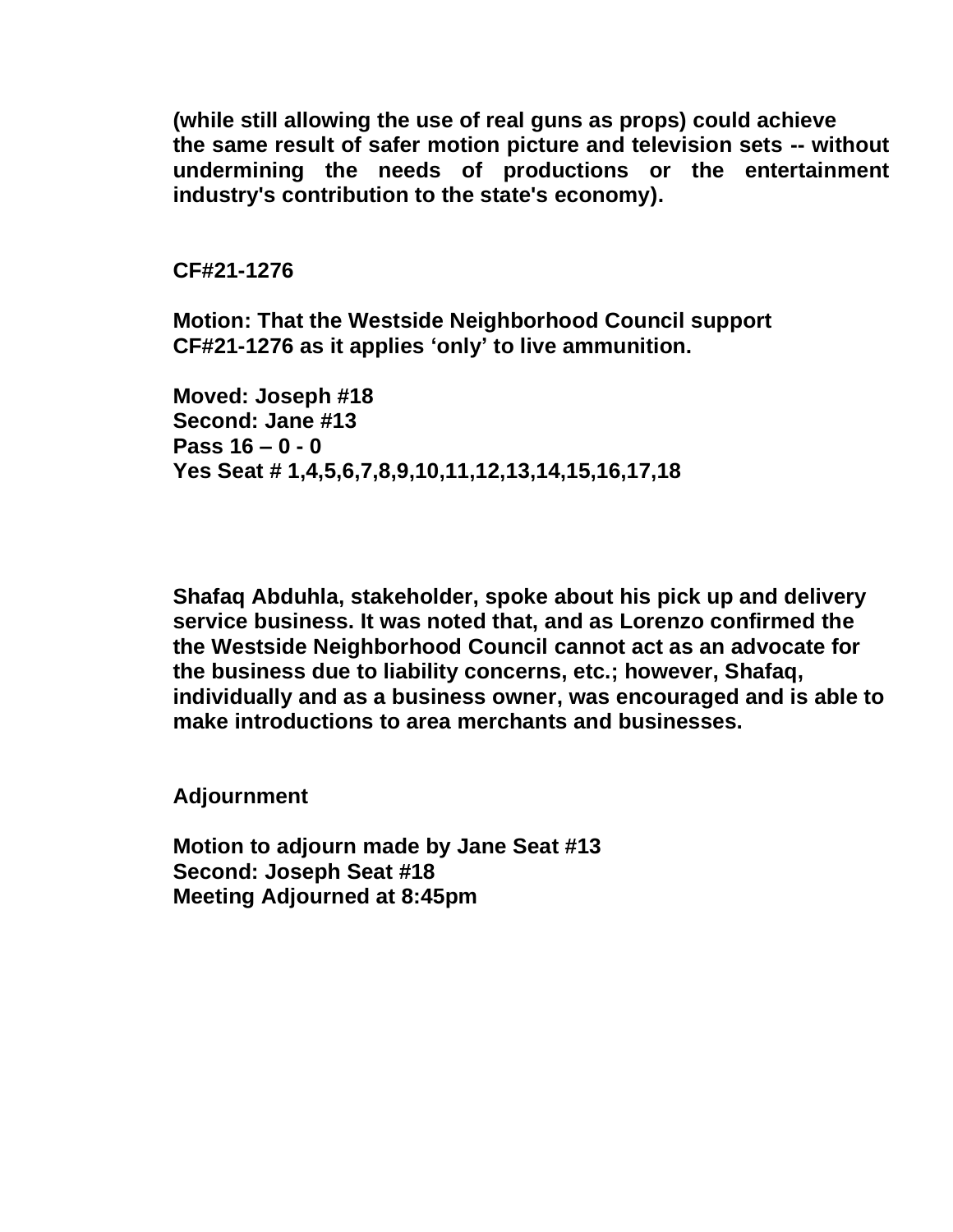**(while still allowing the use of real guns as props) could achieve the same result of safer motion picture and television sets -- without undermining the needs of productions or the entertainment industry's contribution to the state's economy).**

**CF#21-1276**

**Motion: That the Westside Neighborhood Council support CF#21-1276 as it applies 'only' to live ammunition.**

**Moved: Joseph #18**
**Second: Jane #13**
**Pass 16 – 0 - 0**
**Yes Seat # 1,4,5,6,7,8,9,10,11,12,13,14,15,16,17,18**

**Shafaq Abduhla, stakeholder, spoke about his pick up and delivery service business. It was noted that, and as Lorenzo confirmed the the Westside Neighborhood Council cannot act as an advocate for the business due to liability concerns, etc.; however, Shafaq, individually and as a business owner, was encouraged and is able to make introductions to area merchants and businesses.**

**Adjournment**

**Motion to adjourn made by Jane Seat #13**
**Second: Joseph Seat #18**
**Meeting Adjourned at 8:45pm**